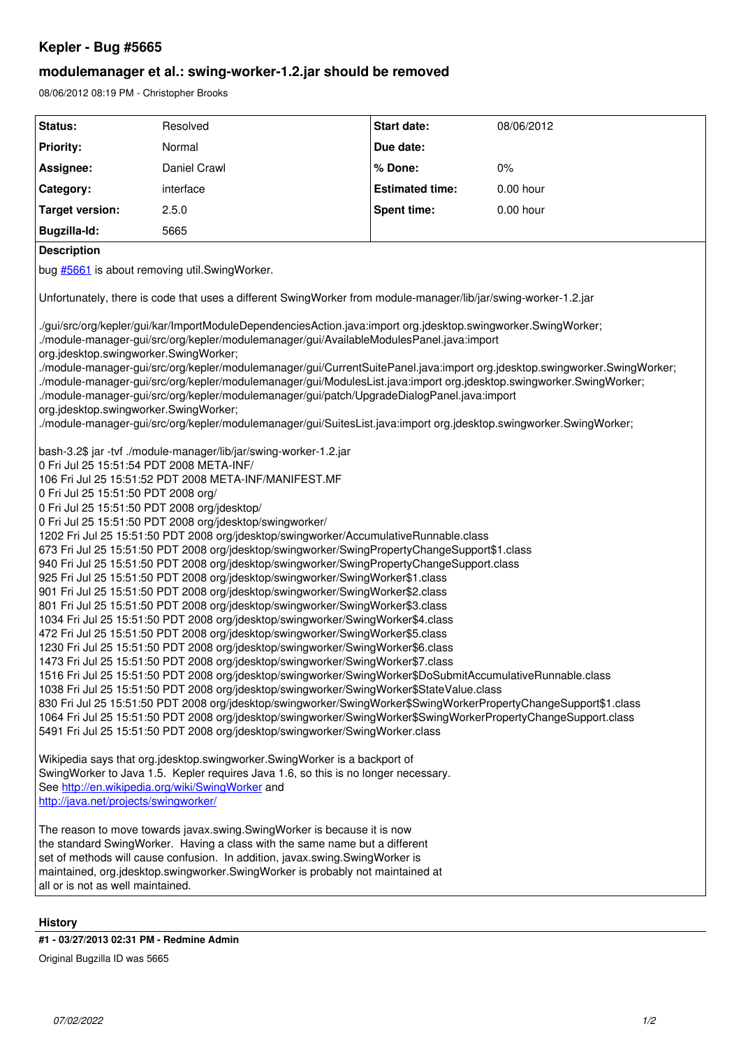# Kepler - Bug #5665

## modulemanager et al.: swing-worker-1.2.jar should be removed

08/06/2012 08:19 PM - Christopher Brooks

| Status: | Resolved | Start date: | 08/06/2012 |
|---|---|---|---|
| Priority: | Normal | Due date: | |
| Assignee: | Daniel Crawl | % Done: | 0% |
| Category: | interface | Estimated time: | 0.00 hour |
| Target version: | 2.5.0 | Spent time: | 0.00 hour |
| Bugzilla-Id: | 5665 | | |

**Description**

bug #5661 is about removing util.SwingWorker.

Unfortunately, there is code that uses a different SwingWorker from module-manager/lib/jar/swing-worker-1.2.jar

./gui/src/org/kepler/gui/kar/ImportModuleDependenciesAction.java:import org.jdesktop.swingworker.SwingWorker;
./module-manager-gui/src/org/kepler/modulemanager/gui/AvailableModulesPanel.java:import org.jdesktop.swingworker.SwingWorker;
./module-manager-gui/src/org/kepler/modulemanager/gui/CurrentSuitePanel.java:import org.jdesktop.swingworker.SwingWorker;
./module-manager-gui/src/org/kepler/modulemanager/gui/ModulesList.java:import org.jdesktop.swingworker.SwingWorker;
./module-manager-gui/src/org/kepler/modulemanager/gui/patch/UpgradeDialogPanel.java:import org.jdesktop.swingworker.SwingWorker;
./module-manager-gui/src/org/kepler/modulemanager/gui/SuitesList.java:import org.jdesktop.swingworker.SwingWorker;

bash-3.2$ jar -tvf ./module-manager/lib/jar/swing-worker-1.2.jar
0 Fri Jul 25 15:51:54 PDT 2008 META-INF/
106 Fri Jul 25 15:51:52 PDT 2008 META-INF/MANIFEST.MF
0 Fri Jul 25 15:51:50 PDT 2008 org/
0 Fri Jul 25 15:51:50 PDT 2008 org/jdesktop/
0 Fri Jul 25 15:51:50 PDT 2008 org/jdesktop/swingworker/
1202 Fri Jul 25 15:51:50 PDT 2008 org/jdesktop/swingworker/AccumulativeRunnable.class
673 Fri Jul 25 15:51:50 PDT 2008 org/jdesktop/swingworker/SwingPropertyChangeSupport$1.class
940 Fri Jul 25 15:51:50 PDT 2008 org/jdesktop/swingworker/SwingPropertyChangeSupport.class
925 Fri Jul 25 15:51:50 PDT 2008 org/jdesktop/swingworker/SwingWorker$1.class
901 Fri Jul 25 15:51:50 PDT 2008 org/jdesktop/swingworker/SwingWorker$2.class
801 Fri Jul 25 15:51:50 PDT 2008 org/jdesktop/swingworker/SwingWorker$3.class
1034 Fri Jul 25 15:51:50 PDT 2008 org/jdesktop/swingworker/SwingWorker$4.class
472 Fri Jul 25 15:51:50 PDT 2008 org/jdesktop/swingworker/SwingWorker$5.class
1230 Fri Jul 25 15:51:50 PDT 2008 org/jdesktop/swingworker/SwingWorker$6.class
1473 Fri Jul 25 15:51:50 PDT 2008 org/jdesktop/swingworker/SwingWorker$7.class
1516 Fri Jul 25 15:51:50 PDT 2008 org/jdesktop/swingworker/SwingWorker$DoSubmitAccumulativeRunnable.class
1038 Fri Jul 25 15:51:50 PDT 2008 org/jdesktop/swingworker/SwingWorker$StateValue.class
830 Fri Jul 25 15:51:50 PDT 2008 org/jdesktop/swingworker/SwingWorker$SwingWorkerPropertyChangeSupport$1.class
1064 Fri Jul 25 15:51:50 PDT 2008 org/jdesktop/swingworker/SwingWorker$SwingWorkerPropertyChangeSupport.class
5491 Fri Jul 25 15:51:50 PDT 2008 org/jdesktop/swingworker/SwingWorker.class

Wikipedia says that org.jdesktop.swingworker.SwingWorker is a backport of SwingWorker to Java 1.5. Kepler requires Java 1.6, so this is no longer necessary.
See http://en.wikipedia.org/wiki/SwingWorker and
http://java.net/projects/swingworker/

The reason to move towards javax.swing.SwingWorker is because it is now the standard SwingWorker. Having a class with the same name but a different set of methods will cause confusion. In addition, javax.swing.SwingWorker is maintained, org.jdesktop.swingworker.SwingWorker is probably not maintained at all or is not as well maintained.

**History**

**#1 - 03/27/2013 02:31 PM - Redmine Admin**

Original Bugzilla ID was 5665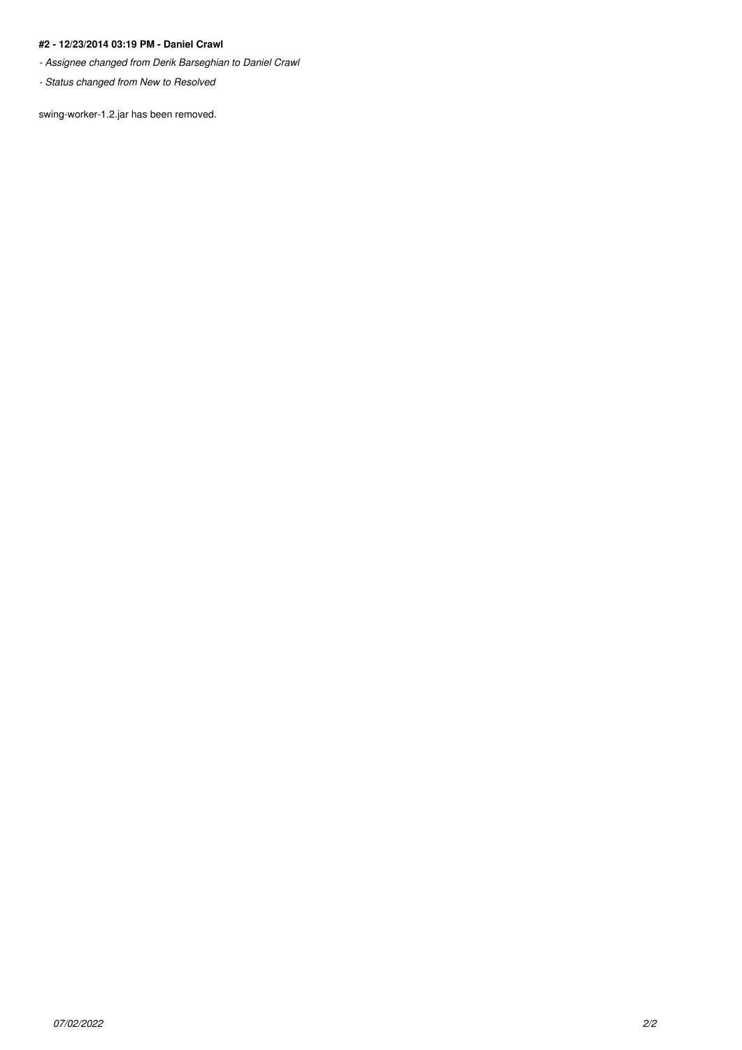**#2 - 12/23/2014 03:19 PM - Daniel Crawl**

*- Assignee changed from Derik Barseghian to Daniel Crawl*

*- Status changed from New to Resolved*

swing-worker-1.2.jar has been removed.